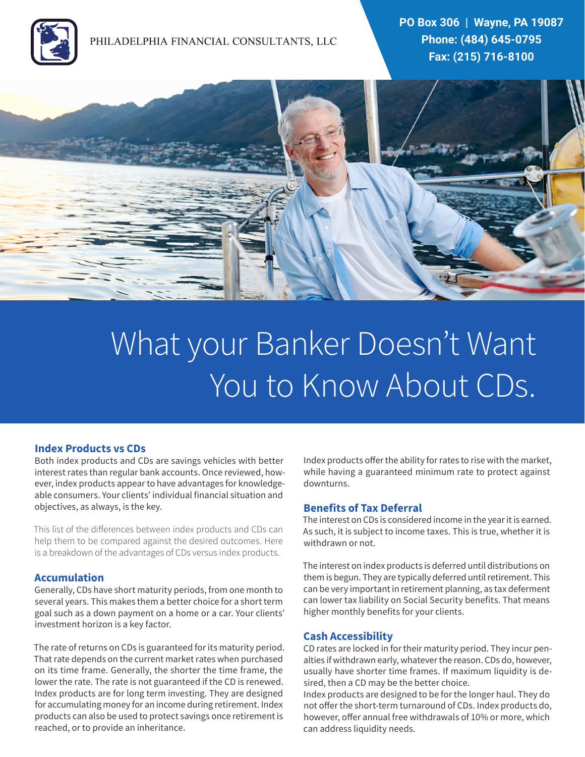PHILADELPHIA FINANCIAL CONSULTANTS, LLC

**PO Box 306 | Wayne, PA 19087**
**Phone: (484) 645-0795**
**Fax: (215) 716-8100**

# What your Banker Doesn't Want You to Know About CDs.

### Index Products vs CDs

Both index products and CDs are savings vehicles with better interest rates than regular bank accounts. Once reviewed, however, index products appear to have advantages for knowledgeable consumers. Your clients' individual financial situation and objectives, as always, is the key.

This list of the differences between index products and CDs can help them to be compared against the desired outcomes. Here is a breakdown of the advantages of CDs versus index products.

### Accumulation

Generally, CDs have short maturity periods, from one month to several years. This makes them a better choice for a short term goal such as a down payment on a home or a car. Your clients' investment horizon is a key factor.

The rate of returns on CDs is guaranteed for its maturity period. That rate depends on the current market rates when purchased on its time frame. Generally, the shorter the time frame, the lower the rate. The rate is not guaranteed if the CD is renewed. Index products are for long term investing. They are designed for accumulating money for an income during retirement. Index products can also be used to protect savings once retirement is reached, or to provide an inheritance.

Index products offer the ability for rates to rise with the market, while having a guaranteed minimum rate to protect against downturns.

### Benefits of Tax Deferral

The interest on CDs is considered income in the year it is earned. As such, it is subject to income taxes. This is true, whether it is withdrawn or not.

The interest on index products is deferred until distributions on them is begun. They are typically deferred until retirement. This can be very important in retirement planning, as tax deferment can lower tax liability on Social Security benefits. That means higher monthly benefits for your clients.

### Cash Accessibility

CD rates are locked in for their maturity period. They incur penalties if withdrawn early, whatever the reason. CDs do, however, usually have shorter time frames. If maximum liquidity is desired, then a CD may be the better choice.
Index products are designed to be for the longer haul. They do not offer the short-term turnaround of CDs. Index products do, however, offer annual free withdrawals of 10% or more, which can address liquidity needs.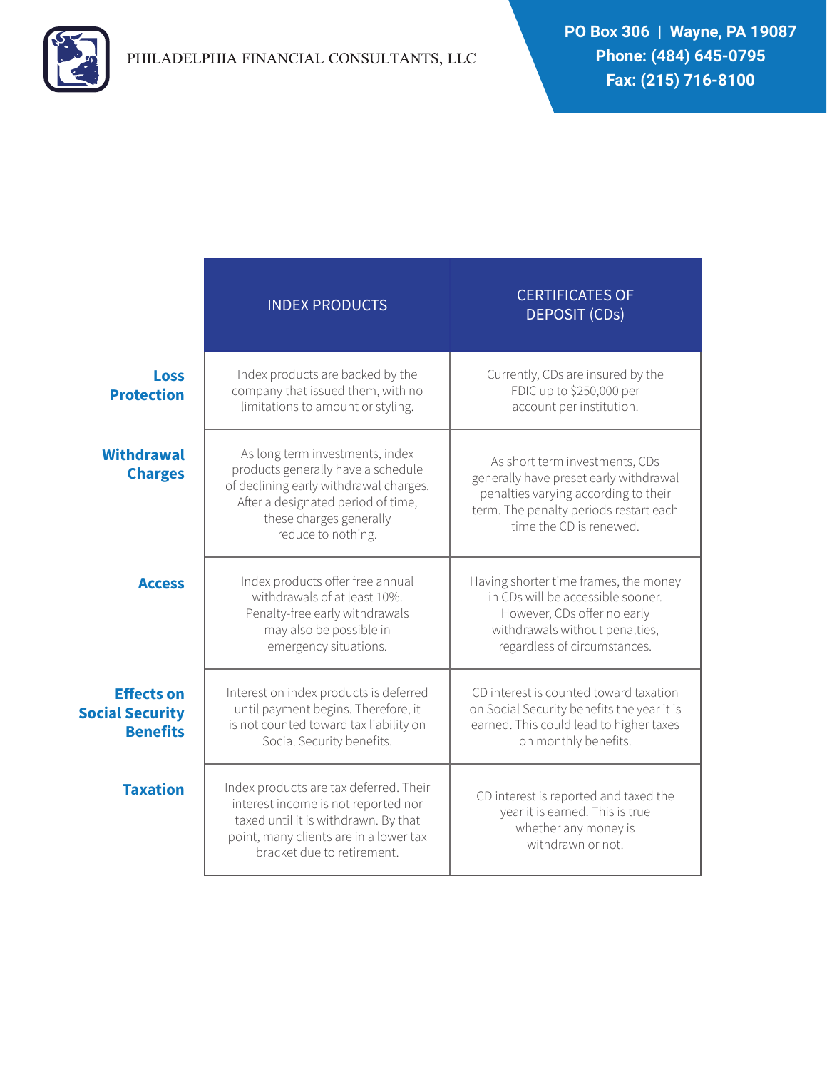| | INDEX PRODUCTS | CERTIFICATES OF DEPOSIT (CDs) |
|---|---|---|
| **Loss Protection** | Index products are backed by the company that issued them, with no limitations to amount or styling. | Currently, CDs are insured by the FDIC up to $250,000 per account per institution. |
| **Withdrawal Charges** | As long term investments, index products generally have a schedule of declining early withdrawal charges. After a designated period of time, these charges generally reduce to nothing. | As short term investments, CDs generally have preset early withdrawal penalties varying according to their term. The penalty periods restart each time the CD is renewed. |
| **Access** | Index products offer free annual withdrawals of at least 10%. Penalty-free early withdrawals may also be possible in emergency situations. | Having shorter time frames, the money in CDs will be accessible sooner. However, CDs offer no early withdrawals without penalties, regardless of circumstances. |
| **Effects on Social Security Benefits** | Interest on index products is deferred until payment begins. Therefore, it is not counted toward tax liability on Social Security benefits. | CD interest is counted toward taxation on Social Security benefits the year it is earned. This could lead to higher taxes on monthly benefits. |
| **Taxation** | Index products are tax deferred. Their interest income is not reported nor taxed until it is withdrawn. By that point, many clients are in a lower tax bracket due to retirement. | CD interest is reported and taxed the year it is earned. This is true whether any money is withdrawn or not. |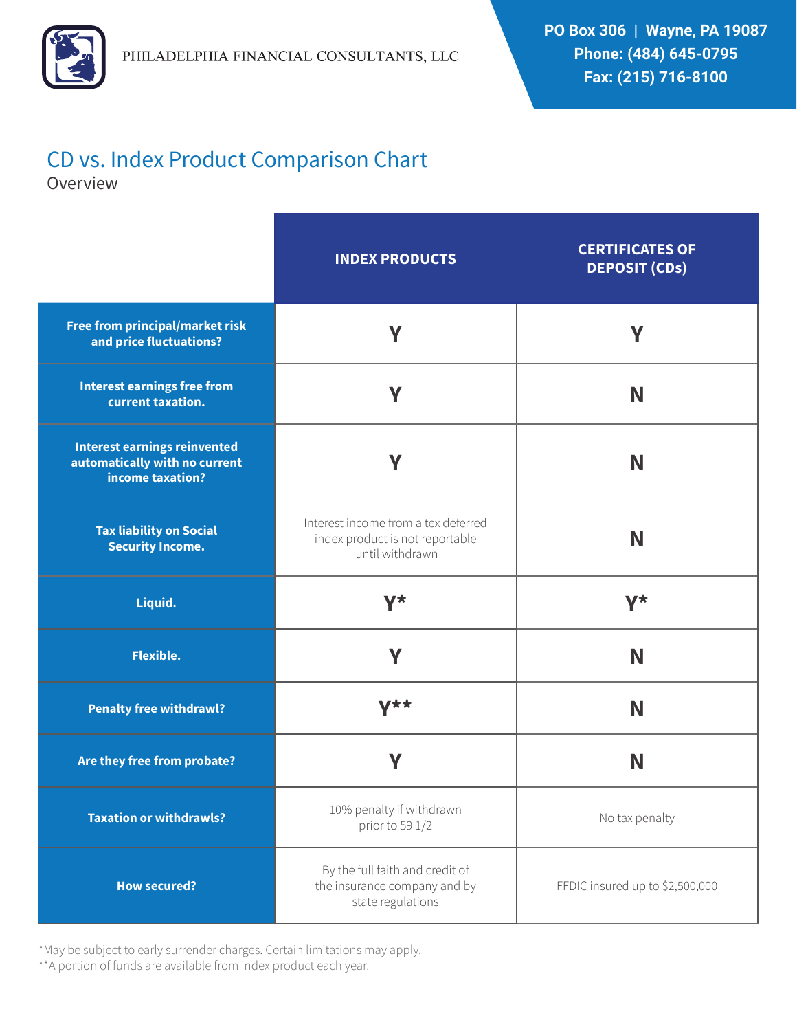PHILADELPHIA FINANCIAL CONSULTANTS, LLC

**PO Box 306 | Wayne, PA 19087**
**Phone: (484) 645-0795**
**Fax: (215) 716-8100**

# CD vs. Index Product Comparison Chart

Overview

| | INDEX PRODUCTS | CERTIFICATES OF DEPOSIT (CDs) |
|---|---|---|
| **Free from principal/market risk and price fluctuations?** | Y | Y |
| **Interest earnings free from current taxation.** | Y | N |
| **Interest earnings reinvented automatically with no current income taxation?** | Y | N |
| **Tax liability on Social Security Income.** | Interest income from a tex deferred index product is not reportable until withdrawn | N |
| **Liquid.** | Y* | Y* |
| **Flexible.** | Y | N |
| **Penalty free withdrawl?** | Y** | N |
| **Are they free from probate?** | Y | N |
| **Taxation or withdrawls?** | 10% penalty if withdrawn prior to 59 1/2 | No tax penalty |
| **How secured?** | By the full faith and credit of the insurance company and by state regulations | FFDIC insured up to $2,500,000 |

*May be subject to early surrender charges. Certain limitations may apply.
**A portion of funds are available from index product each year.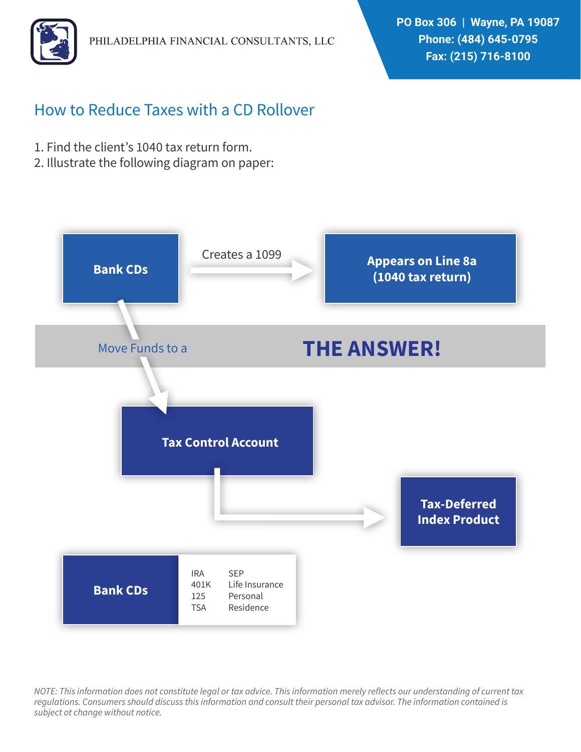PHILADELPHIA FINANCIAL CONSULTANTS, LLC

PO Box 306 | Wayne, PA 19087
Phone: (484) 645-0795
Fax: (215) 716-8100

## How to Reduce Taxes with a CD Rollover

1. Find the client's 1040 tax return form.
2. Illustrate the following diagram on paper:

**Bank CDs** → Creates a 1099 → **Appears on Line 8a (1040 tax return)**

Move Funds to a **THE ANSWER!**

**Tax Control Account** → **Tax-Deferred Index Product**

| **Bank CDs** | IRA | SEP |
|---|---|---|
| | 401K | Life Insurance |
| | 125 | Personal |
| | TSA | Residence |

*NOTE: This information does not constitute legal or tax advice. This information merely reflects our understanding of current tax regulations. Consumers should discuss this information and consult their personal tax advisor. The information contained is subject ot change without notice.*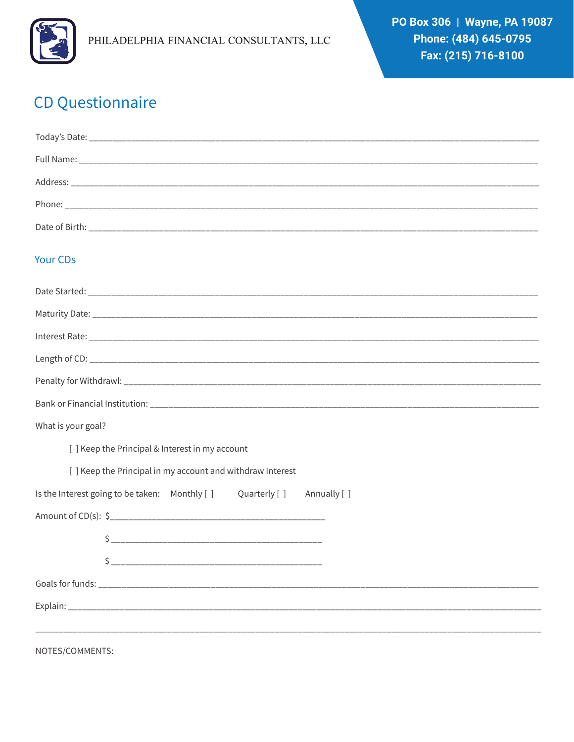PHILADELPHIA FINANCIAL CONSULTANTS, LLC

**PO Box 306 | Wayne, PA 19087**
**Phone: (484) 645-0795**
**Fax: (215) 716-8100**

# CD Questionnaire

Today's Date: ______________________________________________

Full Name: ______________________________________________

Address: ______________________________________________

Phone: ______________________________________________

Date of Birth: ______________________________________________

## Your CDs

Date Started: ______________________________________________

Maturity Date: ______________________________________________

Interest Rate: ______________________________________________

Length of CD: ______________________________________________

Penalty for Withdrawl: ______________________________________________

Bank or Financial Institution: ______________________________________________

What is your goal?

[ ] Keep the Principal & Interest in my account

[ ] Keep the Principal in my account and withdraw Interest

Is the Interest going to be taken: Monthly [ ] Quarterly [ ] Annually [ ]

Amount of CD(s): $______________________________

$ ______________________________

$ ______________________________

Goals for funds: ______________________________________________

Explain: ______________________________________________

______________________________________________

NOTES/COMMENTS: